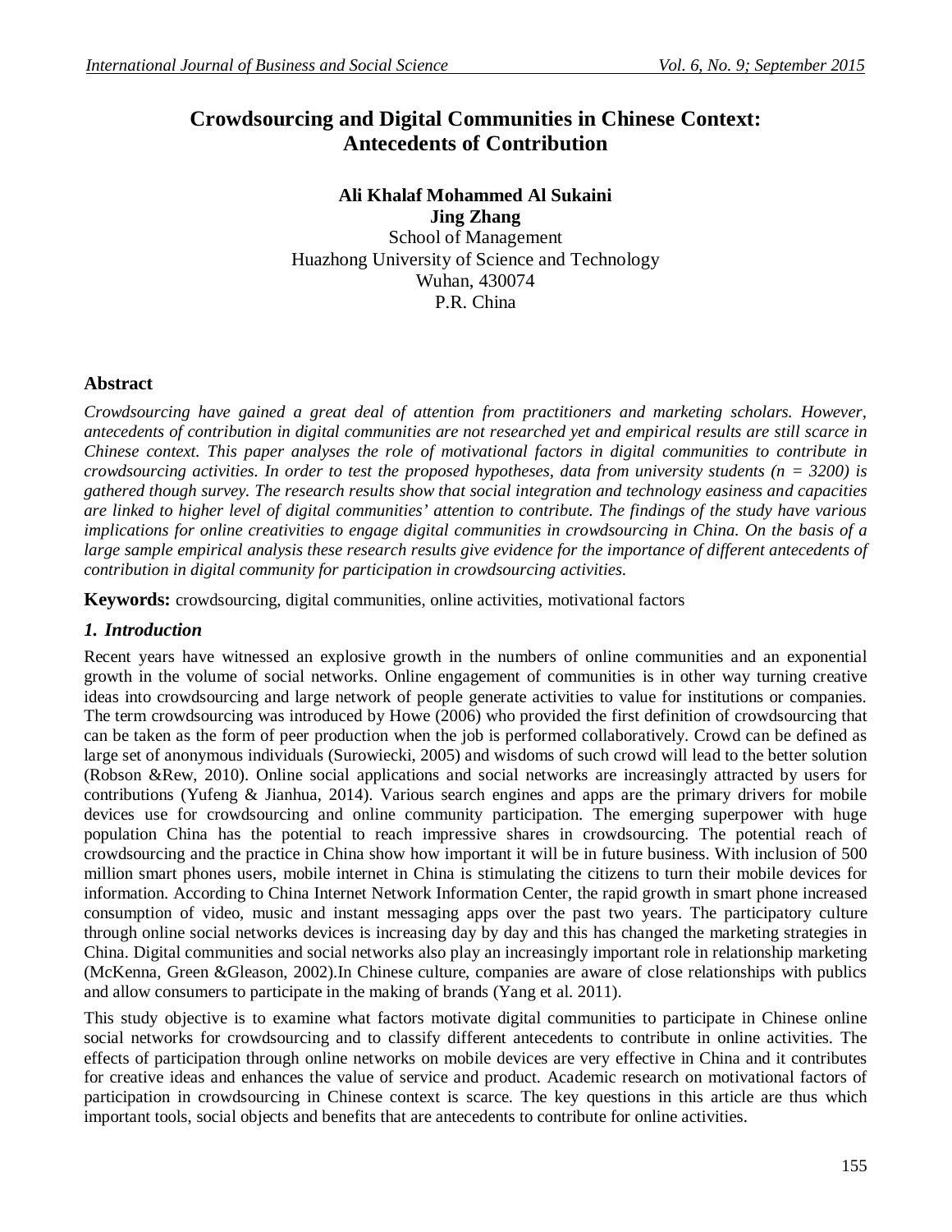# Crowdsourcing and Digital Communities in Chinese Context: Antecedents of Contribution

**Ali Khalaf Mohammed Al Sukaini**
**Jing Zhang**
School of Management
Huazhong University of Science and Technology
Wuhan, 430074
P.R. China

## Abstract

*Crowdsourcing have gained a great deal of attention from practitioners and marketing scholars. However, antecedents of contribution in digital communities are not researched yet and empirical results are still scarce in Chinese context. This paper analyses the role of motivational factors in digital communities to contribute in crowdsourcing activities. In order to test the proposed hypotheses, data from university students (n = 3200) is gathered though survey. The research results show that social integration and technology easiness and capacities are linked to higher level of digital communities' attention to contribute. The findings of the study have various implications for online creativities to engage digital communities in crowdsourcing in China. On the basis of a large sample empirical analysis these research results give evidence for the importance of different antecedents of contribution in digital community for participation in crowdsourcing activities.*

**Keywords:** crowdsourcing, digital communities, online activities, motivational factors

## *1. Introduction*

Recent years have witnessed an explosive growth in the numbers of online communities and an exponential growth in the volume of social networks. Online engagement of communities is in other way turning creative ideas into crowdsourcing and large network of people generate activities to value for institutions or companies. The term crowdsourcing was introduced by Howe (2006) who provided the first definition of crowdsourcing that can be taken as the form of peer production when the job is performed collaboratively. Crowd can be defined as large set of anonymous individuals (Surowiecki, 2005) and wisdoms of such crowd will lead to the better solution (Robson &Rew, 2010). Online social applications and social networks are increasingly attracted by users for contributions (Yufeng & Jianhua, 2014). Various search engines and apps are the primary drivers for mobile devices use for crowdsourcing and online community participation. The emerging superpower with huge population China has the potential to reach impressive shares in crowdsourcing. The potential reach of crowdsourcing and the practice in China show how important it will be in future business. With inclusion of 500 million smart phones users, mobile internet in China is stimulating the citizens to turn their mobile devices for information. According to China Internet Network Information Center, the rapid growth in smart phone increased consumption of video, music and instant messaging apps over the past two years. The participatory culture through online social networks devices is increasing day by day and this has changed the marketing strategies in China. Digital communities and social networks also play an increasingly important role in relationship marketing (McKenna, Green &Gleason, 2002).In Chinese culture, companies are aware of close relationships with publics and allow consumers to participate in the making of brands (Yang et al. 2011).

This study objective is to examine what factors motivate digital communities to participate in Chinese online social networks for crowdsourcing and to classify different antecedents to contribute in online activities. The effects of participation through online networks on mobile devices are very effective in China and it contributes for creative ideas and enhances the value of service and product. Academic research on motivational factors of participation in crowdsourcing in Chinese context is scarce. The key questions in this article are thus which important tools, social objects and benefits that are antecedents to contribute for online activities.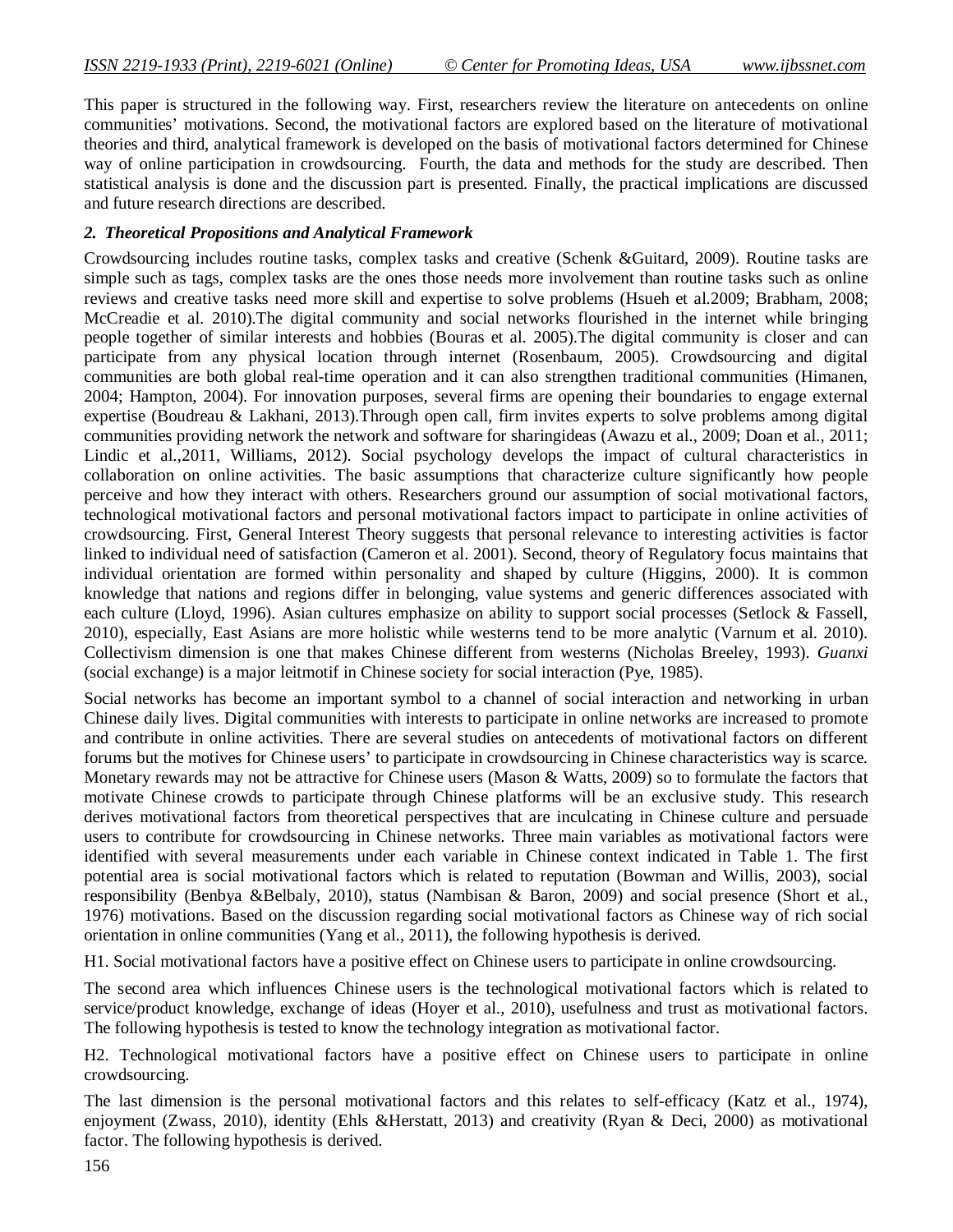This paper is structured in the following way. First, researchers review the literature on antecedents on online communities' motivations. Second, the motivational factors are explored based on the literature of motivational theories and third, analytical framework is developed on the basis of motivational factors determined for Chinese way of online participation in crowdsourcing. Fourth, the data and methods for the study are described. Then statistical analysis is done and the discussion part is presented. Finally, the practical implications are discussed and future research directions are described.

### *2. Theoretical Propositions and Analytical Framework*

Crowdsourcing includes routine tasks, complex tasks and creative (Schenk &Guitard, 2009). Routine tasks are simple such as tags, complex tasks are the ones those needs more involvement than routine tasks such as online reviews and creative tasks need more skill and expertise to solve problems (Hsueh et al.2009; Brabham, 2008; McCreadie et al. 2010).The digital community and social networks flourished in the internet while bringing people together of similar interests and hobbies (Bouras et al. 2005).The digital community is closer and can participate from any physical location through internet (Rosenbaum, 2005). Crowdsourcing and digital communities are both global real-time operation and it can also strengthen traditional communities (Himanen, 2004; Hampton, 2004). For innovation purposes, several firms are opening their boundaries to engage external expertise (Boudreau & Lakhani, 2013).Through open call, firm invites experts to solve problems among digital communities providing network the network and software for sharingideas (Awazu et al., 2009; Doan et al., 2011; Lindic et al.,2011, Williams, 2012). Social psychology develops the impact of cultural characteristics in collaboration on online activities. The basic assumptions that characterize culture significantly how people perceive and how they interact with others. Researchers ground our assumption of social motivational factors, technological motivational factors and personal motivational factors impact to participate in online activities of crowdsourcing. First, General Interest Theory suggests that personal relevance to interesting activities is factor linked to individual need of satisfaction (Cameron et al. 2001). Second, theory of Regulatory focus maintains that individual orientation are formed within personality and shaped by culture (Higgins, 2000). It is common knowledge that nations and regions differ in belonging, value systems and generic differences associated with each culture (Lloyd, 1996). Asian cultures emphasize on ability to support social processes (Setlock & Fassell, 2010), especially, East Asians are more holistic while westerns tend to be more analytic (Varnum et al. 2010). Collectivism dimension is one that makes Chinese different from westerns (Nicholas Breeley, 1993). *Guanxi* (social exchange) is a major leitmotif in Chinese society for social interaction (Pye, 1985).

Social networks has become an important symbol to a channel of social interaction and networking in urban Chinese daily lives. Digital communities with interests to participate in online networks are increased to promote and contribute in online activities. There are several studies on antecedents of motivational factors on different forums but the motives for Chinese users' to participate in crowdsourcing in Chinese characteristics way is scarce. Monetary rewards may not be attractive for Chinese users (Mason & Watts, 2009) so to formulate the factors that motivate Chinese crowds to participate through Chinese platforms will be an exclusive study. This research derives motivational factors from theoretical perspectives that are inculcating in Chinese culture and persuade users to contribute for crowdsourcing in Chinese networks. Three main variables as motivational factors were identified with several measurements under each variable in Chinese context indicated in Table 1. The first potential area is social motivational factors which is related to reputation (Bowman and Willis, 2003), social responsibility (Benbya &Belbaly, 2010), status (Nambisan & Baron, 2009) and social presence (Short et al., 1976) motivations. Based on the discussion regarding social motivational factors as Chinese way of rich social orientation in online communities (Yang et al., 2011), the following hypothesis is derived.

H1. Social motivational factors have a positive effect on Chinese users to participate in online crowdsourcing.

The second area which influences Chinese users is the technological motivational factors which is related to service/product knowledge, exchange of ideas (Hoyer et al., 2010), usefulness and trust as motivational factors. The following hypothesis is tested to know the technology integration as motivational factor.

H2. Technological motivational factors have a positive effect on Chinese users to participate in online crowdsourcing.

The last dimension is the personal motivational factors and this relates to self-efficacy (Katz et al., 1974), enjoyment (Zwass, 2010), identity (Ehls &Herstatt, 2013) and creativity (Ryan & Deci, 2000) as motivational factor. The following hypothesis is derived.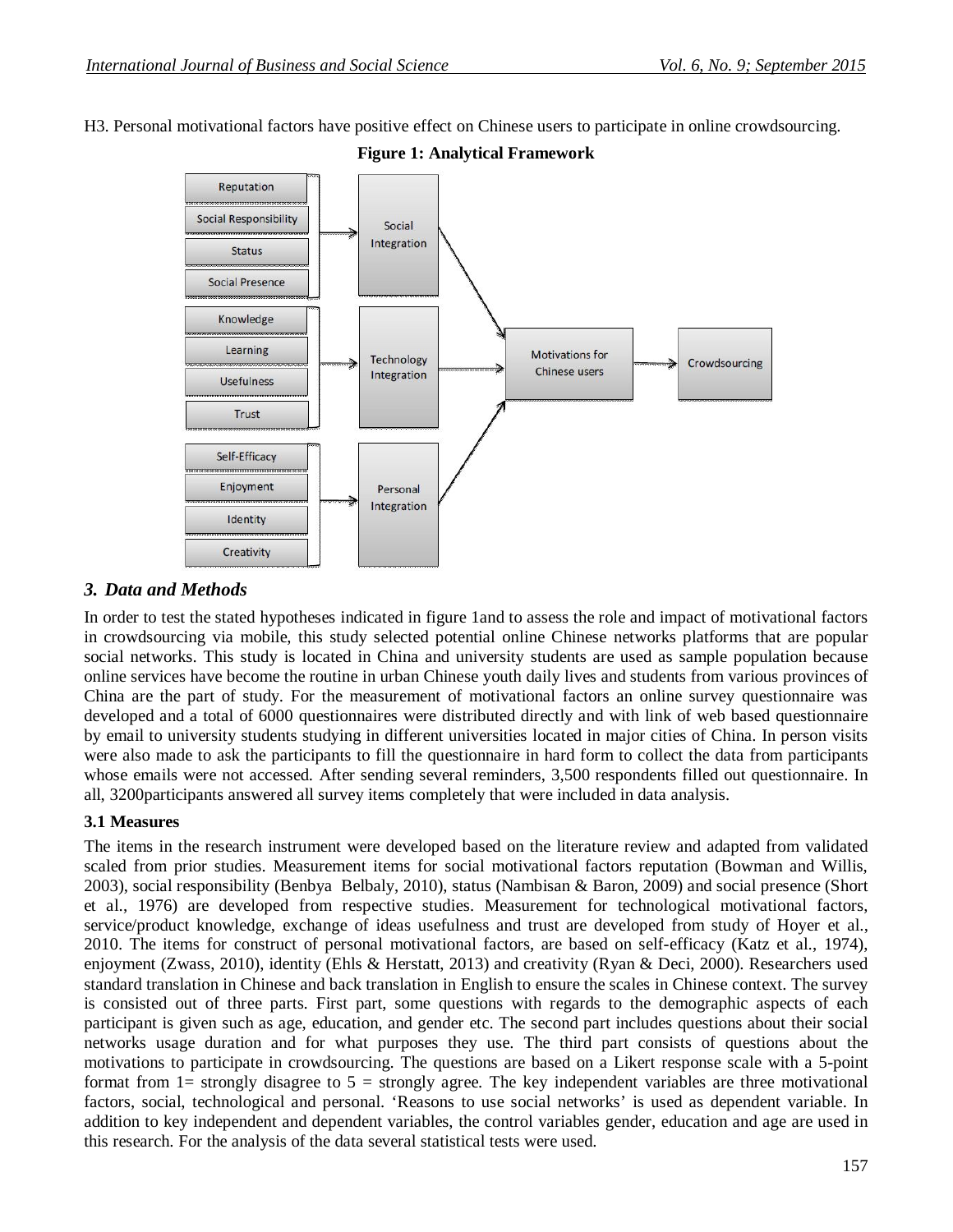H3. Personal motivational factors have positive effect on Chinese users to participate in online crowdsourcing.

**Figure 1: Analytical Framework**

## 3. Data and Methods

In order to test the stated hypotheses indicated in figure 1and to assess the role and impact of motivational factors in crowdsourcing via mobile, this study selected potential online Chinese networks platforms that are popular social networks. This study is located in China and university students are used as sample population because online services have become the routine in urban Chinese youth daily lives and students from various provinces of China are the part of study. For the measurement of motivational factors an online survey questionnaire was developed and a total of 6000 questionnaires were distributed directly and with link of web based questionnaire by email to university students studying in different universities located in major cities of China. In person visits were also made to ask the participants to fill the questionnaire in hard form to collect the data from participants whose emails were not accessed. After sending several reminders, 3,500 respondents filled out questionnaire. In all, 3200participants answered all survey items completely that were included in data analysis.

### 3.1 Measures

The items in the research instrument were developed based on the literature review and adapted from validated scaled from prior studies. Measurement items for social motivational factors reputation (Bowman and Willis, 2003), social responsibility (Benbya Belbaly, 2010), status (Nambisan & Baron, 2009) and social presence (Short et al., 1976) are developed from respective studies. Measurement for technological motivational factors, service/product knowledge, exchange of ideas usefulness and trust are developed from study of Hoyer et al., 2010. The items for construct of personal motivational factors, are based on self-efficacy (Katz et al., 1974), enjoyment (Zwass, 2010), identity (Ehls & Herstatt, 2013) and creativity (Ryan & Deci, 2000). Researchers used standard translation in Chinese and back translation in English to ensure the scales in Chinese context. The survey is consisted out of three parts. First part, some questions with regards to the demographic aspects of each participant is given such as age, education, and gender etc. The second part includes questions about their social networks usage duration and for what purposes they use. The third part consists of questions about the motivations to participate in crowdsourcing. The questions are based on a Likert response scale with a 5-point format from 1= strongly disagree to 5 = strongly agree. The key independent variables are three motivational factors, social, technological and personal. 'Reasons to use social networks' is used as dependent variable. In addition to key independent and dependent variables, the control variables gender, education and age are used in this research. For the analysis of the data several statistical tests were used.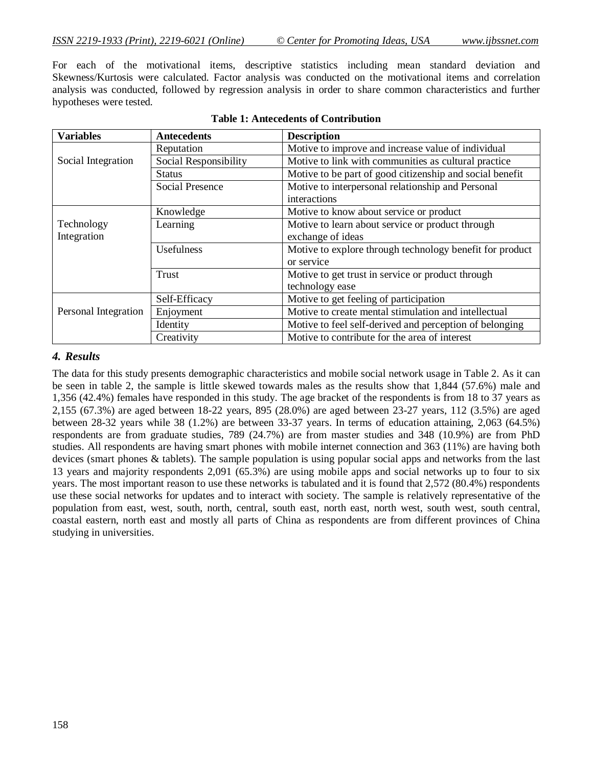For each of the motivational items, descriptive statistics including mean standard deviation and Skewness/Kurtosis were calculated. Factor analysis was conducted on the motivational items and correlation analysis was conducted, followed by regression analysis in order to share common characteristics and further hypotheses were tested.

**Table 1: Antecedents of Contribution**

| Variables | Antecedents | Description |
|---|---|---|
| Social Integration | Reputation | Motive to improve and increase value of individual |
| | Social Responsibility | Motive to link with communities as cultural practice |
| | Status | Motive to be part of good citizenship and social benefit |
| | Social Presence | Motive to interpersonal relationship and Personal interactions |
| Technology Integration | Knowledge | Motive to know about service or product |
| | Learning | Motive to learn about service or product through exchange of ideas |
| | Usefulness | Motive to explore through technology benefit for product or service |
| | Trust | Motive to get trust in service or product through technology ease |
| Personal Integration | Self-Efficacy | Motive to get feeling of participation |
| | Enjoyment | Motive to create mental stimulation and intellectual |
| | Identity | Motive to feel self-derived and perception of belonging |
| | Creativity | Motive to contribute for the area of interest |

### *4. Results*

The data for this study presents demographic characteristics and mobile social network usage in Table 2. As it can be seen in table 2, the sample is little skewed towards males as the results show that 1,844 (57.6%) male and 1,356 (42.4%) females have responded in this study. The age bracket of the respondents is from 18 to 37 years as 2,155 (67.3%) are aged between 18-22 years, 895 (28.0%) are aged between 23-27 years, 112 (3.5%) are aged between 28-32 years while 38 (1.2%) are between 33-37 years. In terms of education attaining, 2,063 (64.5%) respondents are from graduate studies, 789 (24.7%) are from master studies and 348 (10.9%) are from PhD studies. All respondents are having smart phones with mobile internet connection and 363 (11%) are having both devices (smart phones & tablets). The sample population is using popular social apps and networks from the last 13 years and majority respondents 2,091 (65.3%) are using mobile apps and social networks up to four to six years. The most important reason to use these networks is tabulated and it is found that 2,572 (80.4%) respondents use these social networks for updates and to interact with society. The sample is relatively representative of the population from east, west, south, north, central, south east, north east, north west, south west, south central, coastal eastern, north east and mostly all parts of China as respondents are from different provinces of China studying in universities.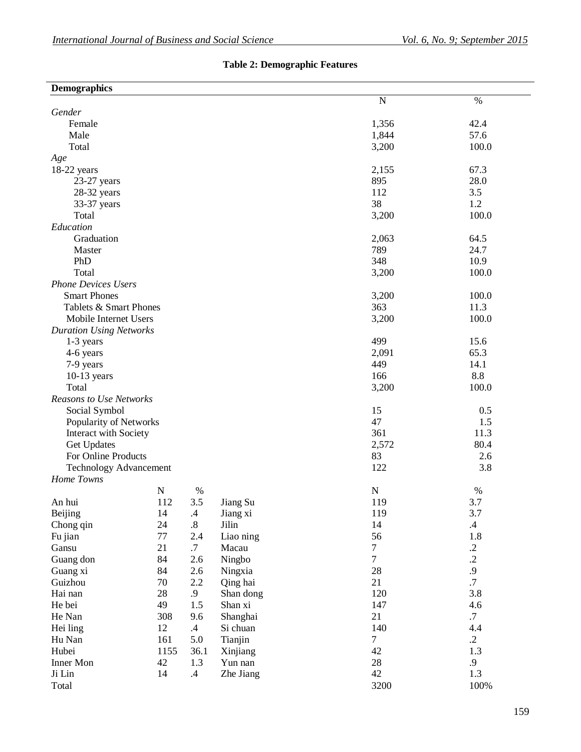**Table 2: Demographic Features**

| Demographics | N | % |
|---|---|---|
| *Gender* | | |
| Female | 1,356 | 42.4 |
| Male | 1,844 | 57.6 |
| Total | 3,200 | 100.0 |
| *Age* | | |
| 18-22 years | 2,155 | 67.3 |
| 23-27 years | 895 | 28.0 |
| 28-32 years | 112 | 3.5 |
| 33-37 years | 38 | 1.2 |
| Total | 3,200 | 100.0 |
| *Education* | | |
| Graduation | 2,063 | 64.5 |
| Master | 789 | 24.7 |
| PhD | 348 | 10.9 |
| Total | 3,200 | 100.0 |
| *Phone Devices Users* | | |
| Smart Phones | 3,200 | 100.0 |
| Tablets & Smart Phones | 363 | 11.3 |
| Mobile Internet Users | 3,200 | 100.0 |
| *Duration Using Networks* | | |
| 1-3 years | 499 | 15.6 |
| 4-6 years | 2,091 | 65.3 |
| 7-9 years | 449 | 14.1 |
| 10-13 years | 166 | 8.8 |
| Total | 3,200 | 100.0 |
| *Reasons to Use Networks* | | |
| Social Symbol | 15 | 0.5 |
| Popularity of Networks | 47 | 1.5 |
| Interact with Society | 361 | 11.3 |
| Get Updates | 2,572 | 80.4 |
| For Online Products | 83 | 2.6 |
| Technology Advancement | 122 | 3.8 |

*Home Towns*

| | N | % | | N | % |
|---|---|---|---|---|---|
| An hui | 112 | 3.5 | Jiang Su | 119 | 3.7 |
| Beijing | 14 | .4 | Jiang xi | 119 | 3.7 |
| Chong qin | 24 | .8 | Jilin | 14 | .4 |
| Fu jian | 77 | 2.4 | Liao ning | 56 | 1.8 |
| Gansu | 21 | .7 | Macau | 7 | .2 |
| Guang don | 84 | 2.6 | Ningbo | 7 | .2 |
| Guang xi | 84 | 2.6 | Ningxia | 28 | .9 |
| Guizhou | 70 | 2.2 | Qing hai | 21 | .7 |
| Hai nan | 28 | .9 | Shan dong | 120 | 3.8 |
| He bei | 49 | 1.5 | Shan xi | 147 | 4.6 |
| He Nan | 308 | 9.6 | Shanghai | 21 | .7 |
| Hei ling | 12 | .4 | Si chuan | 140 | 4.4 |
| Hu Nan | 161 | 5.0 | Tianjin | 7 | .2 |
| Hubei | 1155 | 36.1 | Xinjiang | 42 | 1.3 |
| Inner Mon | 42 | 1.3 | Yun nan | 28 | .9 |
| Ji Lin | 14 | .4 | Zhe Jiang | 42 | 1.3 |
| Total | | | | 3200 | 100% |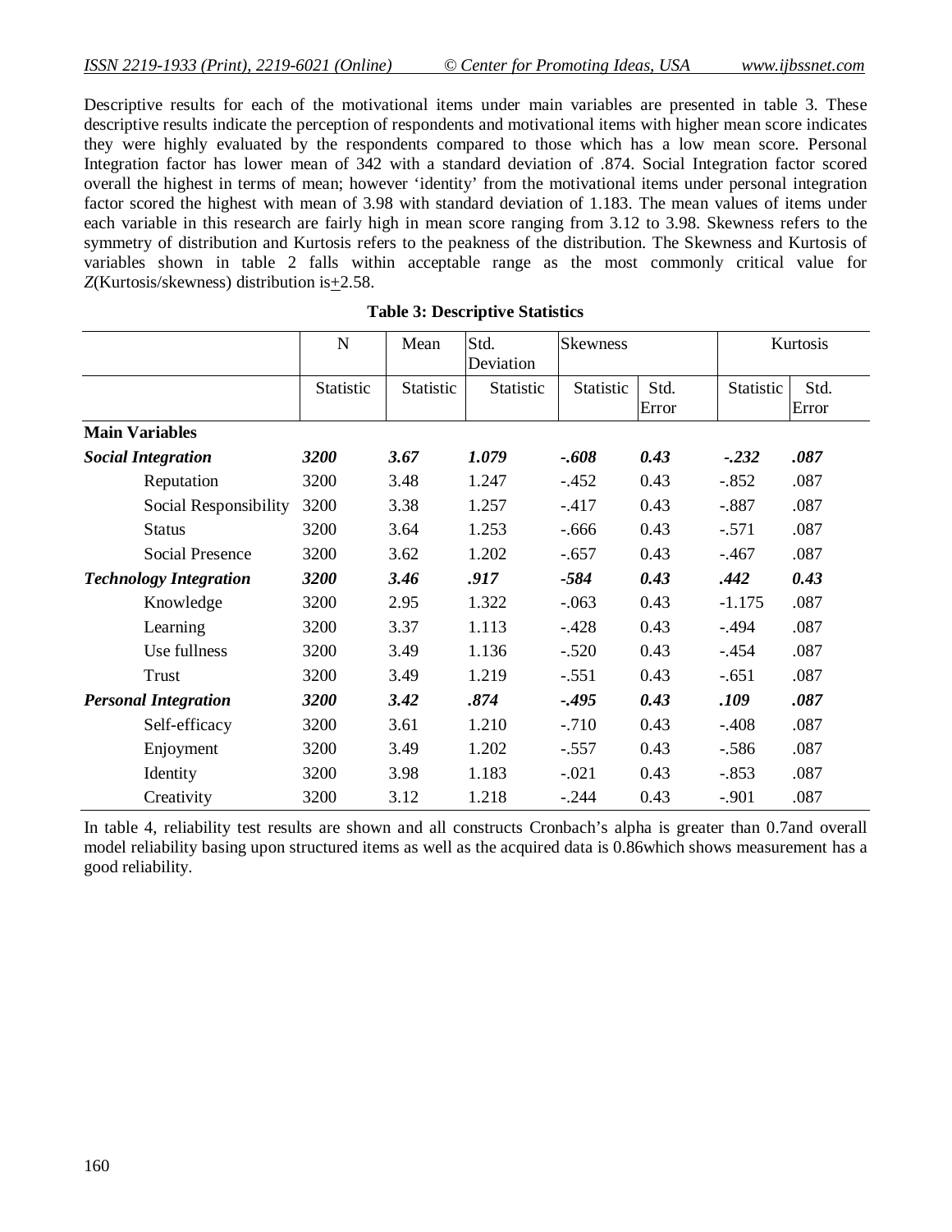Descriptive results for each of the motivational items under main variables are presented in table 3. These descriptive results indicate the perception of respondents and motivational items with higher mean score indicates they were highly evaluated by the respondents compared to those which has a low mean score. Personal Integration factor has lower mean of 342 with a standard deviation of .874. Social Integration factor scored overall the highest in terms of mean; however 'identity' from the motivational items under personal integration factor scored the highest with mean of 3.98 with standard deviation of 1.183. The mean values of items under each variable in this research are fairly high in mean score ranging from 3.12 to 3.98. Skewness refers to the symmetry of distribution and Kurtosis refers to the peakness of the distribution. The Skewness and Kurtosis of variables shown in table 2 falls within acceptable range as the most commonly critical value for *Z*(Kurtosis/skewness) distribution is ±2.58.

**Table 3: Descriptive Statistics**

| | N | Mean | Std. Deviation | Skewness | | Kurtosis | |
|---|---|---|---|---|---|---|---|
| | Statistic | Statistic | Statistic | Statistic | Std. Error | Statistic | Std. Error |
| **Main Variables** | | | | | | | |
| ***Social Integration*** | ***3200*** | ***3.67*** | ***1.079*** | ***-.608*** | ***0.43*** | ***-.232*** | ***.087*** |
| Reputation | 3200 | 3.48 | 1.247 | -.452 | 0.43 | -.852 | .087 |
| Social Responsibility | 3200 | 3.38 | 1.257 | -.417 | 0.43 | -.887 | .087 |
| Status | 3200 | 3.64 | 1.253 | -.666 | 0.43 | -.571 | .087 |
| Social Presence | 3200 | 3.62 | 1.202 | -.657 | 0.43 | -.467 | .087 |
| ***Technology Integration*** | ***3200*** | ***3.46*** | ***.917*** | ***-584*** | ***0.43*** | ***.442*** | ***0.43*** |
| Knowledge | 3200 | 2.95 | 1.322 | -.063 | 0.43 | -1.175 | .087 |
| Learning | 3200 | 3.37 | 1.113 | -.428 | 0.43 | -.494 | .087 |
| Use fullness | 3200 | 3.49 | 1.136 | -.520 | 0.43 | -.454 | .087 |
| Trust | 3200 | 3.49 | 1.219 | -.551 | 0.43 | -.651 | .087 |
| ***Personal Integration*** | ***3200*** | ***3.42*** | ***.874*** | ***-.495*** | ***0.43*** | ***.109*** | ***.087*** |
| Self-efficacy | 3200 | 3.61 | 1.210 | -.710 | 0.43 | -.408 | .087 |
| Enjoyment | 3200 | 3.49 | 1.202 | -.557 | 0.43 | -.586 | .087 |
| Identity | 3200 | 3.98 | 1.183 | -.021 | 0.43 | -.853 | .087 |
| Creativity | 3200 | 3.12 | 1.218 | -.244 | 0.43 | -.901 | .087 |

In table 4, reliability test results are shown and all constructs Cronbach's alpha is greater than 0.7and overall model reliability basing upon structured items as well as the acquired data is 0.86which shows measurement has a good reliability.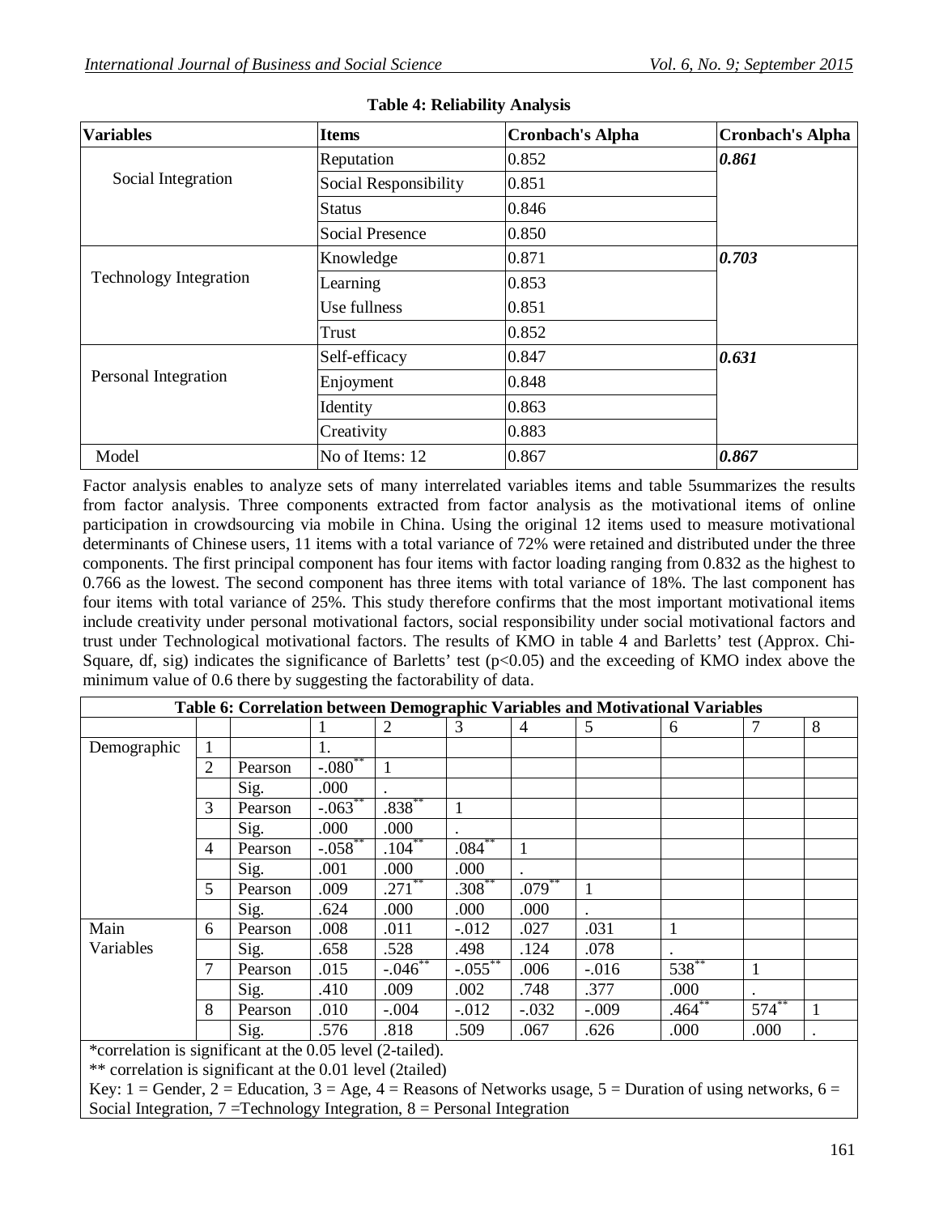**Table 4: Reliability Analysis**

| Variables | Items | Cronbach's Alpha | Cronbach's Alpha |
|---|---|---|---|
| Social Integration | Reputation | 0.852 | ***0.861*** |
| | Social Responsibility | 0.851 | |
| | Status | 0.846 | |
| | Social Presence | 0.850 | |
| Technology Integration | Knowledge | 0.871 | ***0.703*** |
| | Learning | 0.853 | |
| | Use fullness | 0.851 | |
| | Trust | 0.852 | |
| Personal Integration | Self-efficacy | 0.847 | ***0.631*** |
| | Enjoyment | 0.848 | |
| | Identity | 0.863 | |
| | Creativity | 0.883 | |
| Model | No of Items: 12 | 0.867 | ***0.867*** |

Factor analysis enables to analyze sets of many interrelated variables items and table 5summarizes the results from factor analysis. Three components extracted from factor analysis as the motivational items of online participation in crowdsourcing via mobile in China. Using the original 12 items used to measure motivational determinants of Chinese users, 11 items with a total variance of 72% were retained and distributed under the three components. The first principal component has four items with factor loading ranging from 0.832 as the highest to 0.766 as the lowest. The second component has three items with total variance of 18%. The last component has four items with total variance of 25%. This study therefore confirms that the most important motivational items include creativity under personal motivational factors, social responsibility under social motivational factors and trust under Technological motivational factors. The results of KMO in table 4 and Barletts' test (Approx. Chi-Square, df, sig) indicates the significance of Barletts' test ($p<0.05$) and the exceeding of KMO index above the minimum value of 0.6 there by suggesting the factorability of data.

**Table 6: Correlation between Demographic Variables and Motivational Variables**

| | | | 1 | 2 | 3 | 4 | 5 | 6 | 7 | 8 |
|---|---|---|---|---|---|---|---|---|---|---|
| Demographic | 1 | | 1. | | | | | | | |
| | 2 | Pearson | -.080** | 1 | | | | | | |
| | | Sig. | .000 | . | | | | | | |
| | 3 | Pearson | -.063** | .838** | 1 | | | | | |
| | | Sig. | .000 | .000 | . | | | | | |
| | 4 | Pearson | -.058** | .104** | .084** | 1 | | | | |
| | | Sig. | .001 | .000 | .000 | . | | | | |
| | 5 | Pearson | .009 | .271** | .308** | .079** | 1 | | | |
| | | Sig. | .624 | .000 | .000 | .000 | . | | | |
| Main Variables | 6 | Pearson | .008 | .011 | -.012 | .027 | .031 | 1 | | |
| | | Sig. | .658 | .528 | .498 | .124 | .078 | . | | |
| | 7 | Pearson | .015 | -.046** | -.055** | .006 | -.016 | 538** | 1 | |
| | | Sig. | .410 | .009 | .002 | .748 | .377 | .000 | . | |
| | 8 | Pearson | .010 | -.004 | -.012 | -.032 | -.009 | .464** | 574** | 1 |
| | | Sig. | .576 | .818 | .509 | .067 | .626 | .000 | .000 | . |

*correlation is significant at the 0.05 level (2-tailed).

** correlation is significant at the 0.01 level (2tailed)

Key: 1 = Gender, 2 = Education, 3 = Age, 4 = Reasons of Networks usage, 5 = Duration of using networks, 6 = Social Integration, 7 =Technology Integration, 8 = Personal Integration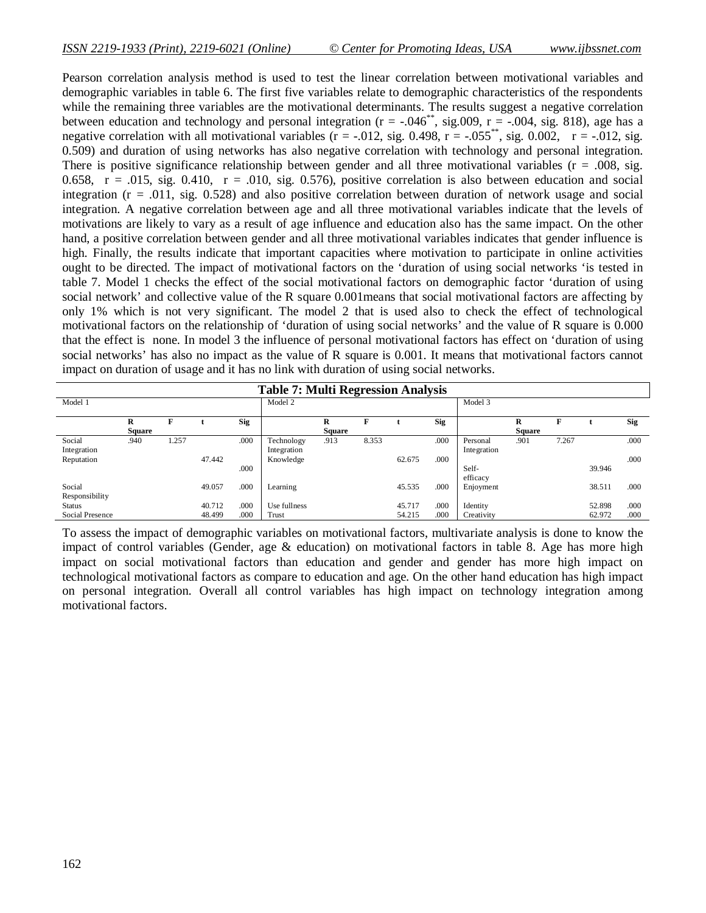Pearson correlation analysis method is used to test the linear correlation between motivational variables and demographic variables in table 6. The first five variables relate to demographic characteristics of the respondents while the remaining three variables are the motivational determinants. The results suggest a negative correlation between education and technology and personal integration ($r = -.046^{**}$, sig.009, $r = -.004$, sig. 818), age has a negative correlation with all motivational variables ($r = -.012$, sig. 0.498, $r = -.055^{**}$, sig. 0.002, $r = -.012$, sig. 0.509) and duration of using networks has also negative correlation with technology and personal integration. There is positive significance relationship between gender and all three motivational variables ($r = .008$, sig. 0.658, $r = .015$, sig. 0.410, $r = .010$, sig. 0.576), positive correlation is also between education and social integration ($r = .011$, sig. 0.528) and also positive correlation between duration of network usage and social integration. A negative correlation between age and all three motivational variables indicate that the levels of motivations are likely to vary as a result of age influence and education also has the same impact. On the other hand, a positive correlation between gender and all three motivational variables indicates that gender influence is high. Finally, the results indicate that important capacities where motivation to participate in online activities ought to be directed. The impact of motivational factors on the 'duration of using social networks 'is tested in table 7. Model 1 checks the effect of the social motivational factors on demographic factor 'duration of using social network' and collective value of the R square 0.001means that social motivational factors are affecting by only 1% which is not very significant. The model 2 that is used also to check the effect of technological motivational factors on the relationship of 'duration of using social networks' and the value of R square is 0.000 that the effect is none. In model 3 the influence of personal motivational factors has effect on 'duration of using social networks' has also no impact as the value of R square is 0.001. It means that motivational factors cannot impact on duration of usage and it has no link with duration of using social networks.

**Table 7: Multi Regression Analysis**

| Model 1 | | | | | Model 2 | | | | | Model 3 | | | | |
|---|---|---|---|---|---|---|---|---|---|---|---|---|---|---|
| | R Square | F | t | Sig | | R Square | F | t | Sig | | R Square | F | t | Sig |
| Social Integration | .940 | 1.257 | | .000 | Technology Integration | .913 | 8.353 | | .000 | Personal Integration | .901 | 7.267 | | .000 |
| Reputation | | | 47.442 | .000 | Knowledge | | | 62.675 | .000 | Self-efficacy | | | 39.946 | .000 |
| Social Responsibility | | | 49.057 | .000 | Learning | | | 45.535 | .000 | Enjoyment | | | 38.511 | .000 |
| Status | | | 40.712 | .000 | Use fullness | | | 45.717 | .000 | Identity | | | 52.898 | .000 |
| Social Presence | | | 48.499 | .000 | Trust | | | 54.215 | .000 | Creativity | | | 62.972 | .000 |

To assess the impact of demographic variables on motivational factors, multivariate analysis is done to know the impact of control variables (Gender, age & education) on motivational factors in table 8. Age has more high impact on social motivational factors than education and gender and gender has more high impact on technological motivational factors as compare to education and age. On the other hand education has high impact on personal integration. Overall all control variables has high impact on technology integration among motivational factors.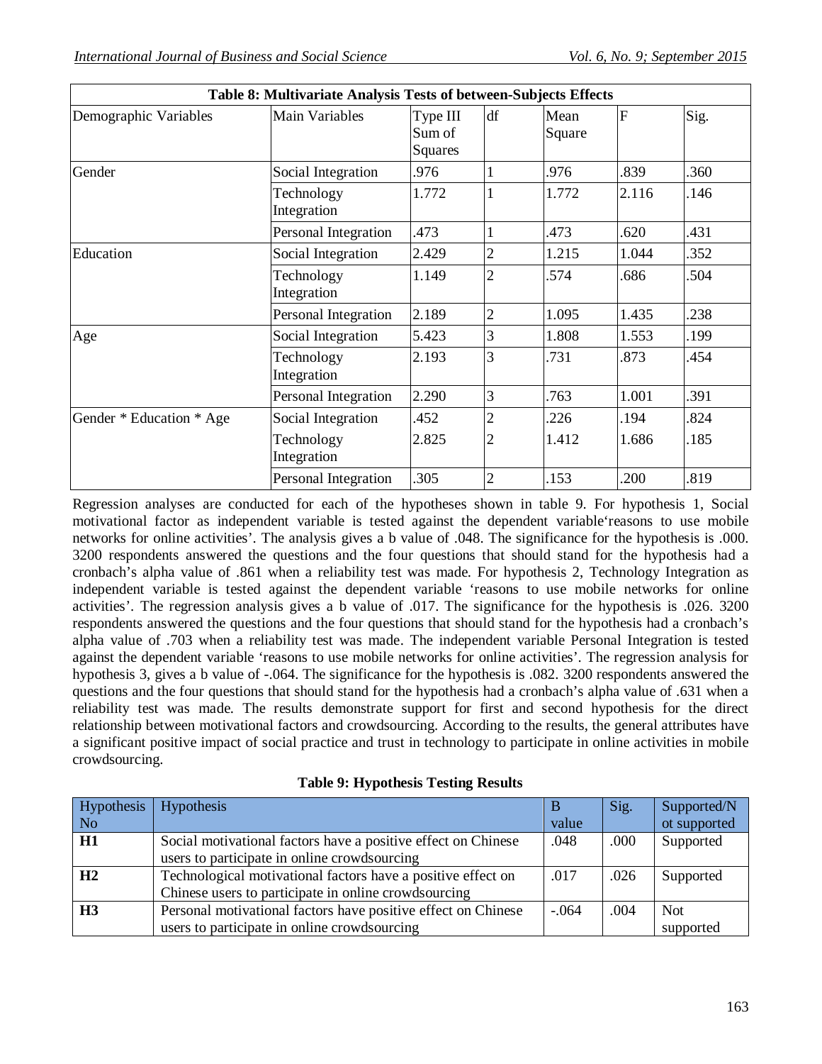**Table 8: Multivariate Analysis Tests of between-Subjects Effects**

| Demographic Variables | Main Variables | Type III Sum of Squares | df | Mean Square | F | Sig. |
|---|---|---|---|---|---|---|
| Gender | Social Integration | .976 | 1 | .976 | .839 | .360 |
| | Technology Integration | 1.772 | 1 | 1.772 | 2.116 | .146 |
| | Personal Integration | .473 | 1 | .473 | .620 | .431 |
| Education | Social Integration | 2.429 | 2 | 1.215 | 1.044 | .352 |
| | Technology Integration | 1.149 | 2 | .574 | .686 | .504 |
| | Personal Integration | 2.189 | 2 | 1.095 | 1.435 | .238 |
| Age | Social Integration | 5.423 | 3 | 1.808 | 1.553 | .199 |
| | Technology Integration | 2.193 | 3 | .731 | .873 | .454 |
| | Personal Integration | 2.290 | 3 | .763 | 1.001 | .391 |
| Gender * Education * Age | Social Integration | .452 | 2 | .226 | .194 | .824 |
| | Technology Integration | 2.825 | 2 | 1.412 | 1.686 | .185 |
| | Personal Integration | .305 | 2 | .153 | .200 | .819 |

Regression analyses are conducted for each of the hypotheses shown in table 9. For hypothesis 1, Social motivational factor as independent variable is tested against the dependent variable'reasons to use mobile networks for online activities'. The analysis gives a b value of .048. The significance for the hypothesis is .000. 3200 respondents answered the questions and the four questions that should stand for the hypothesis had a cronbach's alpha value of .861 when a reliability test was made. For hypothesis 2, Technology Integration as independent variable is tested against the dependent variable 'reasons to use mobile networks for online activities'. The regression analysis gives a b value of .017. The significance for the hypothesis is .026. 3200 respondents answered the questions and the four questions that should stand for the hypothesis had a cronbach's alpha value of .703 when a reliability test was made. The independent variable Personal Integration is tested against the dependent variable 'reasons to use mobile networks for online activities'. The regression analysis for hypothesis 3, gives a b value of -.064. The significance for the hypothesis is .082. 3200 respondents answered the questions and the four questions that should stand for the hypothesis had a cronbach's alpha value of .631 when a reliability test was made. The results demonstrate support for first and second hypothesis for the direct relationship between motivational factors and crowdsourcing. According to the results, the general attributes have a significant positive impact of social practice and trust in technology to participate in online activities in mobile crowdsourcing.

**Table 9: Hypothesis Testing Results**

| Hypothesis No | Hypothesis | B value | Sig. | Supported/Not supported |
|---|---|---|---|---|
| **H1** | Social motivational factors have a positive effect on Chinese users to participate in online crowdsourcing | .048 | .000 | Supported |
| **H2** | Technological motivational factors have a positive effect on Chinese users to participate in online crowdsourcing | .017 | .026 | Supported |
| **H3** | Personal motivational factors have positive effect on Chinese users to participate in online crowdsourcing | -.064 | .004 | Not supported |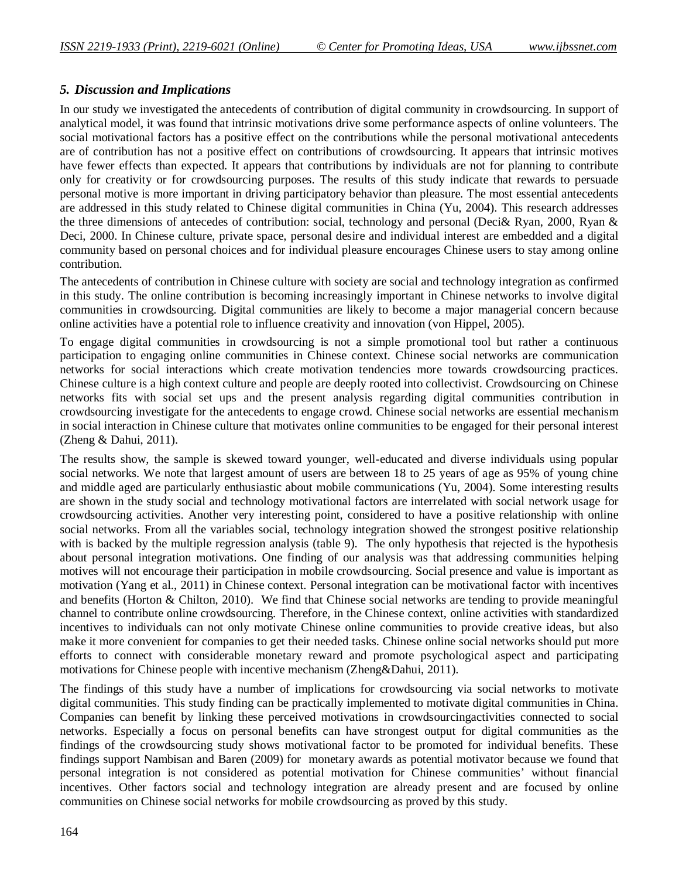### *5. Discussion and Implications*

In our study we investigated the antecedents of contribution of digital community in crowdsourcing. In support of analytical model, it was found that intrinsic motivations drive some performance aspects of online volunteers. The social motivational factors has a positive effect on the contributions while the personal motivational antecedents are of contribution has not a positive effect on contributions of crowdsourcing. It appears that intrinsic motives have fewer effects than expected. It appears that contributions by individuals are not for planning to contribute only for creativity or for crowdsourcing purposes. The results of this study indicate that rewards to persuade personal motive is more important in driving participatory behavior than pleasure. The most essential antecedents are addressed in this study related to Chinese digital communities in China (Yu, 2004). This research addresses the three dimensions of antecedes of contribution: social, technology and personal (Deci& Ryan, 2000, Ryan & Deci, 2000. In Chinese culture, private space, personal desire and individual interest are embedded and a digital community based on personal choices and for individual pleasure encourages Chinese users to stay among online contribution.

The antecedents of contribution in Chinese culture with society are social and technology integration as confirmed in this study. The online contribution is becoming increasingly important in Chinese networks to involve digital communities in crowdsourcing. Digital communities are likely to become a major managerial concern because online activities have a potential role to influence creativity and innovation (von Hippel, 2005).

To engage digital communities in crowdsourcing is not a simple promotional tool but rather a continuous participation to engaging online communities in Chinese context. Chinese social networks are communication networks for social interactions which create motivation tendencies more towards crowdsourcing practices. Chinese culture is a high context culture and people are deeply rooted into collectivist. Crowdsourcing on Chinese networks fits with social set ups and the present analysis regarding digital communities contribution in crowdsourcing investigate for the antecedents to engage crowd. Chinese social networks are essential mechanism in social interaction in Chinese culture that motivates online communities to be engaged for their personal interest (Zheng & Dahui, 2011).

The results show, the sample is skewed toward younger, well-educated and diverse individuals using popular social networks. We note that largest amount of users are between 18 to 25 years of age as 95% of young chine and middle aged are particularly enthusiastic about mobile communications (Yu, 2004). Some interesting results are shown in the study social and technology motivational factors are interrelated with social network usage for crowdsourcing activities. Another very interesting point, considered to have a positive relationship with online social networks. From all the variables social, technology integration showed the strongest positive relationship with is backed by the multiple regression analysis (table 9). The only hypothesis that rejected is the hypothesis about personal integration motivations. One finding of our analysis was that addressing communities helping motives will not encourage their participation in mobile crowdsourcing. Social presence and value is important as motivation (Yang et al., 2011) in Chinese context. Personal integration can be motivational factor with incentives and benefits (Horton & Chilton, 2010). We find that Chinese social networks are tending to provide meaningful channel to contribute online crowdsourcing. Therefore, in the Chinese context, online activities with standardized incentives to individuals can not only motivate Chinese online communities to provide creative ideas, but also make it more convenient for companies to get their needed tasks. Chinese online social networks should put more efforts to connect with considerable monetary reward and promote psychological aspect and participating motivations for Chinese people with incentive mechanism (Zheng&Dahui, 2011).

The findings of this study have a number of implications for crowdsourcing via social networks to motivate digital communities. This study finding can be practically implemented to motivate digital communities in China. Companies can benefit by linking these perceived motivations in crowdsourcingactivities connected to social networks. Especially a focus on personal benefits can have strongest output for digital communities as the findings of the crowdsourcing study shows motivational factor to be promoted for individual benefits. These findings support Nambisan and Baren (2009) for monetary awards as potential motivator because we found that personal integration is not considered as potential motivation for Chinese communities' without financial incentives. Other factors social and technology integration are already present and are focused by online communities on Chinese social networks for mobile crowdsourcing as proved by this study.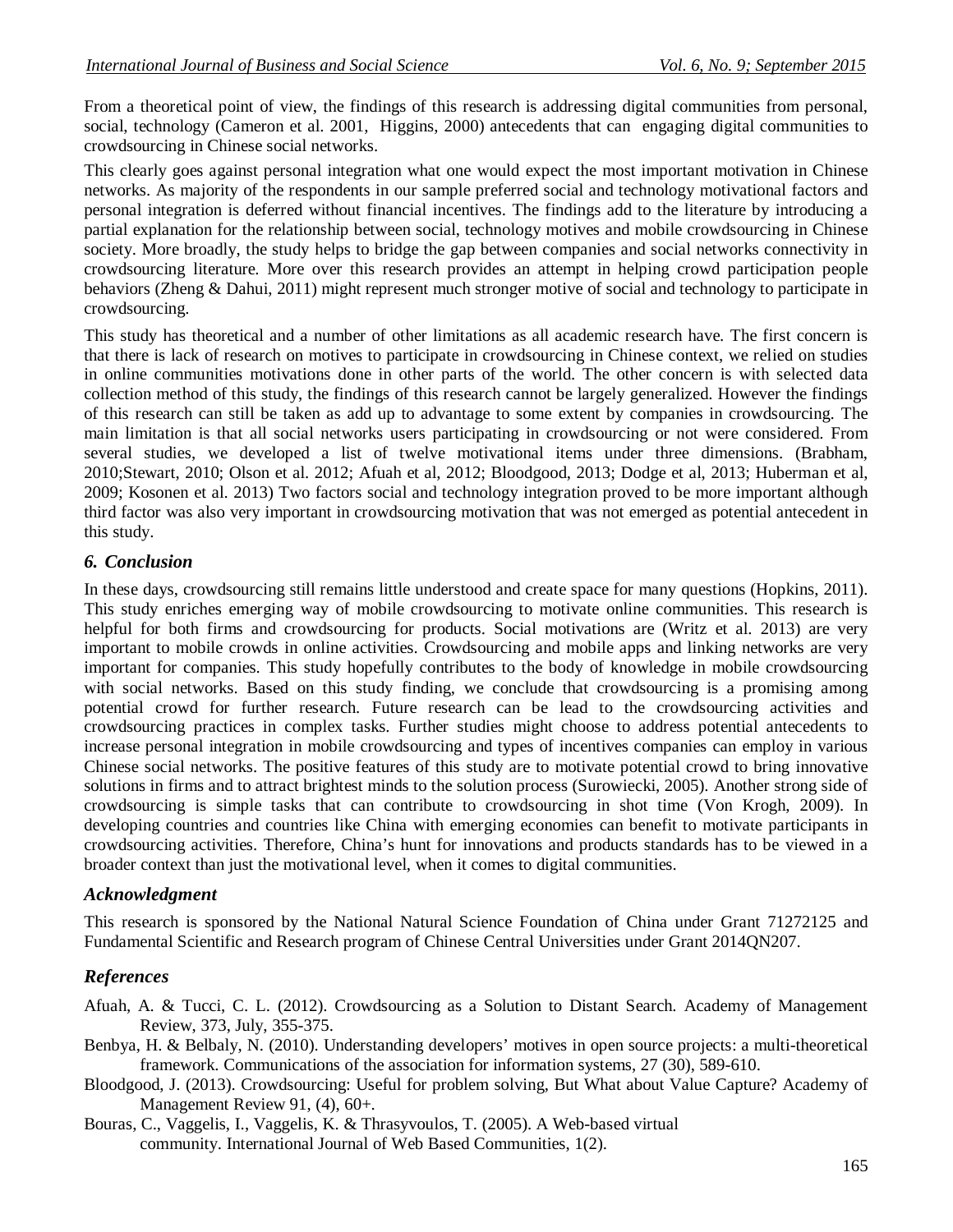From a theoretical point of view, the findings of this research is addressing digital communities from personal, social, technology (Cameron et al. 2001, Higgins, 2000) antecedents that can engaging digital communities to crowdsourcing in Chinese social networks.

This clearly goes against personal integration what one would expect the most important motivation in Chinese networks. As majority of the respondents in our sample preferred social and technology motivational factors and personal integration is deferred without financial incentives. The findings add to the literature by introducing a partial explanation for the relationship between social, technology motives and mobile crowdsourcing in Chinese society. More broadly, the study helps to bridge the gap between companies and social networks connectivity in crowdsourcing literature. More over this research provides an attempt in helping crowd participation people behaviors (Zheng & Dahui, 2011) might represent much stronger motive of social and technology to participate in crowdsourcing.

This study has theoretical and a number of other limitations as all academic research have. The first concern is that there is lack of research on motives to participate in crowdsourcing in Chinese context, we relied on studies in online communities motivations done in other parts of the world. The other concern is with selected data collection method of this study, the findings of this research cannot be largely generalized. However the findings of this research can still be taken as add up to advantage to some extent by companies in crowdsourcing. The main limitation is that all social networks users participating in crowdsourcing or not were considered. From several studies, we developed a list of twelve motivational items under three dimensions. (Brabham, 2010;Stewart, 2010; Olson et al. 2012; Afuah et al, 2012; Bloodgood, 2013; Dodge et al, 2013; Huberman et al, 2009; Kosonen et al. 2013) Two factors social and technology integration proved to be more important although third factor was also very important in crowdsourcing motivation that was not emerged as potential antecedent in this study.

## *6. Conclusion*

In these days, crowdsourcing still remains little understood and create space for many questions (Hopkins, 2011). This study enriches emerging way of mobile crowdsourcing to motivate online communities. This research is helpful for both firms and crowdsourcing for products. Social motivations are (Writz et al. 2013) are very important to mobile crowds in online activities. Crowdsourcing and mobile apps and linking networks are very important for companies. This study hopefully contributes to the body of knowledge in mobile crowdsourcing with social networks. Based on this study finding, we conclude that crowdsourcing is a promising among potential crowd for further research. Future research can be lead to the crowdsourcing activities and crowdsourcing practices in complex tasks. Further studies might choose to address potential antecedents to increase personal integration in mobile crowdsourcing and types of incentives companies can employ in various Chinese social networks. The positive features of this study are to motivate potential crowd to bring innovative solutions in firms and to attract brightest minds to the solution process (Surowiecki, 2005). Another strong side of crowdsourcing is simple tasks that can contribute to crowdsourcing in shot time (Von Krogh, 2009). In developing countries and countries like China with emerging economies can benefit to motivate participants in crowdsourcing activities. Therefore, China's hunt for innovations and products standards has to be viewed in a broader context than just the motivational level, when it comes to digital communities.

## *Acknowledgment*

This research is sponsored by the National Natural Science Foundation of China under Grant 71272125 and Fundamental Scientific and Research program of Chinese Central Universities under Grant 2014QN207.

## *References*

Afuah, A. & Tucci, C. L. (2012). Crowdsourcing as a Solution to Distant Search. Academy of Management Review, 373, July, 355-375.

Benbya, H. & Belbaly, N. (2010). Understanding developers' motives in open source projects: a multi-theoretical framework. Communications of the association for information systems, 27 (30), 589-610.

Bloodgood, J. (2013). Crowdsourcing: Useful for problem solving, But What about Value Capture? Academy of Management Review 91, (4), 60+.

Bouras, C., Vaggelis, I., Vaggelis, K. & Thrasyvoulos, T. (2005). A Web-based virtual community. International Journal of Web Based Communities, 1(2).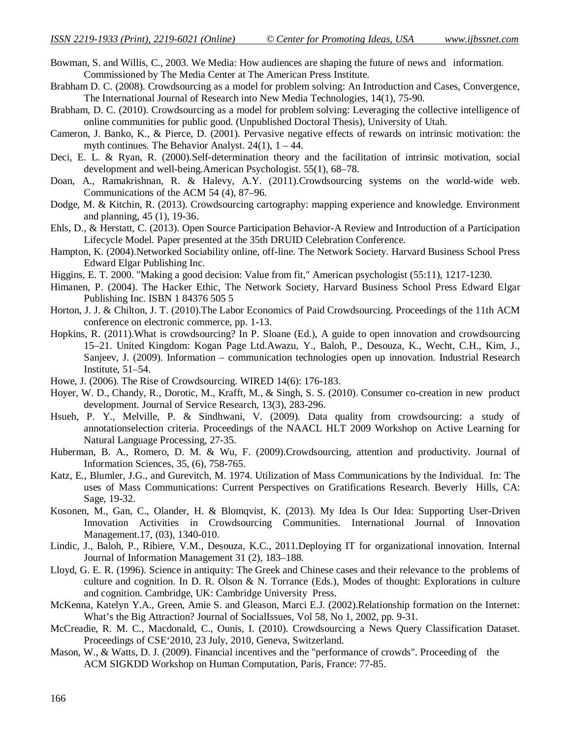Bowman, S. and Willis, C., 2003. We Media: How audiences are shaping the future of news and information. Commissioned by The Media Center at The American Press Institute.

Brabham D. C. (2008). Crowdsourcing as a model for problem solving: An Introduction and Cases, Convergence, The International Journal of Research into New Media Technologies, 14(1), 75-90.

Brabham, D. C. (2010). Crowdsourcing as a model for problem solving: Leveraging the collective intelligence of online communities for public good. (Unpublished Doctoral Thesis), University of Utah.

Cameron, J. Banko, K., & Pierce, D. (2001). Pervasive negative effects of rewards on intrinsic motivation: the myth continues. The Behavior Analyst. 24(1), 1 – 44.

Deci, E. L. & Ryan, R. (2000).Self-determination theory and the facilitation of intrinsic motivation, social development and well-being.American Psychologist. 55(1), 68–78.

Doan, A., Ramakrishnan, R. & Halevy, A.Y. (2011).Crowdsourcing systems on the world-wide web. Communications of the ACM 54 (4), 87–96.

Dodge, M. & Kitchin, R. (2013). Crowdsourcing cartography: mapping experience and knowledge. Environment and planning, 45 (1), 19-36.

Ehls, D., & Herstatt, C. (2013). Open Source Participation Behavior-A Review and Introduction of a Participation Lifecycle Model. Paper presented at the 35th DRUID Celebration Conference.

Hampton, K. (2004).Networked Sociability online, off-line. The Network Society. Harvard Business School Press Edward Elgar Publishing Inc.

Higgins, E. T. 2000. "Making a good decision: Value from fit," American psychologist (55:11), 1217-1230.

Himanen, P. (2004). The Hacker Ethic, The Network Society, Harvard Business School Press Edward Elgar Publishing Inc. ISBN 1 84376 505 5

Horton, J. J. & Chilton, J. T. (2010).The Labor Economics of Paid Crowdsourcing. Proceedings of the 11th ACM conference on electronic commerce, pp. 1-13.

Hopkins, R. (2011).What is crowdsourcing? In P. Sloane (Ed.), A guide to open innovation and crowdsourcing 15–21. United Kingdom: Kogan Page Ltd.Awazu, Y., Baloh, P., Desouza, K., Wecht, C.H., Kim, J., Sanjeev, J. (2009). Information – communication technologies open up innovation. Industrial Research Institute, 51–54.

Howe, J. (2006). The Rise of Crowdsourcing. WIRED 14(6): 176-183.

Hoyer, W. D., Chandy, R., Dorotic, M., Krafft, M., & Singh, S. S. (2010). Consumer co-creation in new product development. Journal of Service Research, 13(3), 283-296.

Hsueh, P. Y., Melville, P. & Sindhwani, V. (2009). Data quality from crowdsourcing: a study of annotationselection criteria. Proceedings of the NAACL HLT 2009 Workshop on Active Learning for Natural Language Processing, 27-35.

Huberman, B. A., Romero, D. M. & Wu, F. (2009).Crowdsourcing, attention and productivity. Journal of Information Sciences, 35, (6), 758-765.

Katz, E., Blumler, J.G., and Gurevitch, M. 1974. Utilization of Mass Communications by the Individual. In: The uses of Mass Communications: Current Perspectives on Gratifications Research. Beverly Hills, CA: Sage, 19-32.

Kosonen, M., Gan, C., Olander, H. & Blomqvist, K. (2013). My Idea Is Our Idea: Supporting User-Driven Innovation Activities in Crowdsourcing Communities. International Journal of Innovation Management.17, (03), 1340-010.

Lindic, J., Baloh, P., Ribiere, V.M., Desouza, K.C., 2011.Deploying IT for organizational innovation. Internal Journal of Information Management 31 (2), 183–188.

Lloyd, G. E. R. (1996). Science in antiquity: The Greek and Chinese cases and their relevance to the problems of culture and cognition. In D. R. Olson & N. Torrance (Eds.), Modes of thought: Explorations in culture and cognition. Cambridge, UK: Cambridge University Press.

McKenna, Katelyn Y.A., Green, Amie S. and Gleason, Marci E.J. (2002).Relationship formation on the Internet: What's the Big Attraction? Journal of SocialIssues, Vol 58, No 1, 2002, pp. 9-31.

McCreadie, R. M. C., Macdonald, C., Ounis, I. (2010). Crowdsourcing a News Query Classification Dataset. Proceedings of CSE'2010, 23 July, 2010, Geneva, Switzerland.

Mason, W., & Watts, D. J. (2009). Financial incentives and the "performance of crowds". Proceeding of the ACM SIGKDD Workshop on Human Computation, Paris, France: 77-85.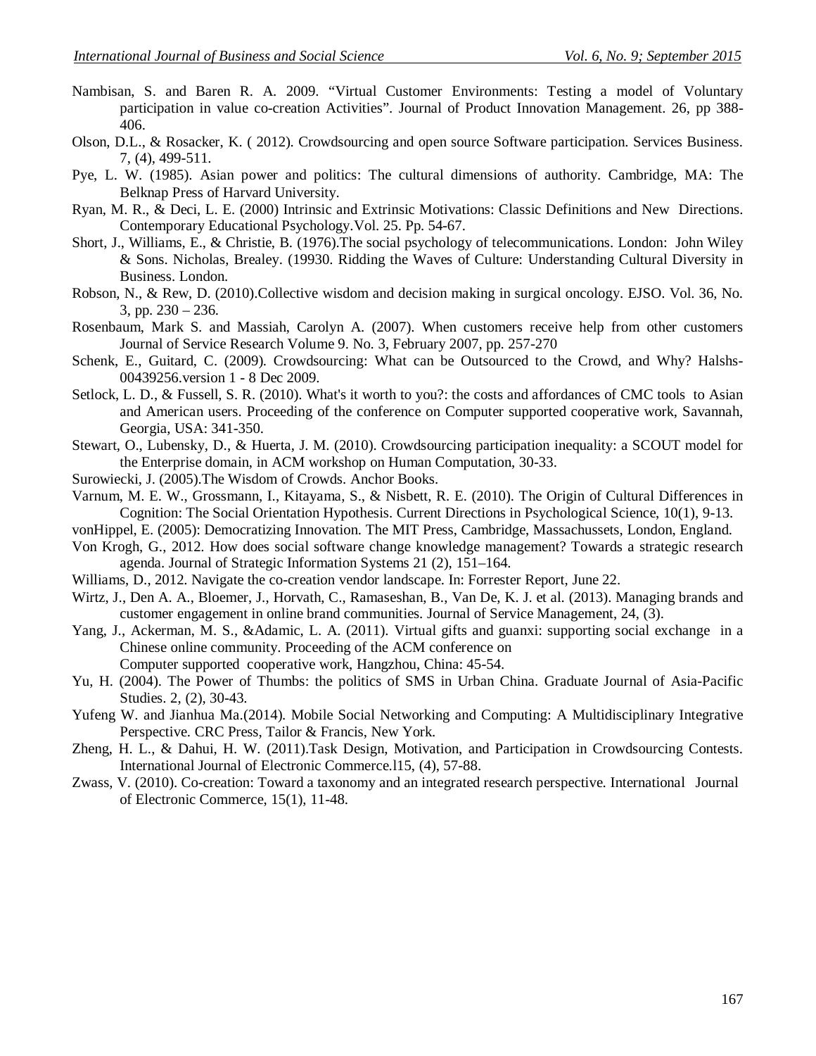Nambisan, S. and Baren R. A. 2009. "Virtual Customer Environments: Testing a model of Voluntary participation in value co-creation Activities". Journal of Product Innovation Management. 26, pp 388-406.

Olson, D.L., & Rosacker, K. ( 2012). Crowdsourcing and open source Software participation. Services Business. 7, (4), 499-511.

Pye, L. W. (1985). Asian power and politics: The cultural dimensions of authority. Cambridge, MA: The Belknap Press of Harvard University.

Ryan, M. R., & Deci, L. E. (2000) Intrinsic and Extrinsic Motivations: Classic Definitions and New Directions. Contemporary Educational Psychology.Vol. 25. Pp. 54-67.

Short, J., Williams, E., & Christie, B. (1976).The social psychology of telecommunications. London: John Wiley & Sons. Nicholas, Brealey. (19930. Ridding the Waves of Culture: Understanding Cultural Diversity in Business. London.

Robson, N., & Rew, D. (2010).Collective wisdom and decision making in surgical oncology. EJSO. Vol. 36, No. 3, pp. 230 – 236.

Rosenbaum, Mark S. and Massiah, Carolyn A. (2007). When customers receive help from other customers Journal of Service Research Volume 9. No. 3, February 2007, pp. 257-270

Schenk, E., Guitard, C. (2009). Crowdsourcing: What can be Outsourced to the Crowd, and Why? Halshs-00439256.version 1 - 8 Dec 2009.

Setlock, L. D., & Fussell, S. R. (2010). What's it worth to you?: the costs and affordances of CMC tools to Asian and American users. Proceeding of the conference on Computer supported cooperative work, Savannah, Georgia, USA: 341-350.

Stewart, O., Lubensky, D., & Huerta, J. M. (2010). Crowdsourcing participation inequality: a SCOUT model for the Enterprise domain, in ACM workshop on Human Computation, 30-33.

Surowiecki, J. (2005).The Wisdom of Crowds. Anchor Books.

Varnum, M. E. W., Grossmann, I., Kitayama, S., & Nisbett, R. E. (2010). The Origin of Cultural Differences in Cognition: The Social Orientation Hypothesis. Current Directions in Psychological Science, 10(1), 9-13.

vonHippel, E. (2005): Democratizing Innovation. The MIT Press, Cambridge, Massachussets, London, England.

Von Krogh, G., 2012. How does social software change knowledge management? Towards a strategic research agenda. Journal of Strategic Information Systems 21 (2), 151–164.

Williams, D., 2012. Navigate the co-creation vendor landscape. In: Forrester Report, June 22.

Wirtz, J., Den A. A., Bloemer, J., Horvath, C., Ramaseshan, B., Van De, K. J. et al. (2013). Managing brands and customer engagement in online brand communities. Journal of Service Management, 24, (3).

Yang, J., Ackerman, M. S., &Adamic, L. A. (2011). Virtual gifts and guanxi: supporting social exchange in a Chinese online community. Proceeding of the ACM conference on Computer supported cooperative work, Hangzhou, China: 45-54.

Yu, H. (2004). The Power of Thumbs: the politics of SMS in Urban China. Graduate Journal of Asia-Pacific Studies. 2, (2), 30-43.

Yufeng W. and Jianhua Ma.(2014). Mobile Social Networking and Computing: A Multidisciplinary Integrative Perspective. CRC Press, Tailor & Francis, New York.

Zheng, H. L., & Dahui, H. W. (2011).Task Design, Motivation, and Participation in Crowdsourcing Contests. International Journal of Electronic Commerce.l15, (4), 57-88.

Zwass, V. (2010). Co-creation: Toward a taxonomy and an integrated research perspective. International Journal of Electronic Commerce, 15(1), 11-48.